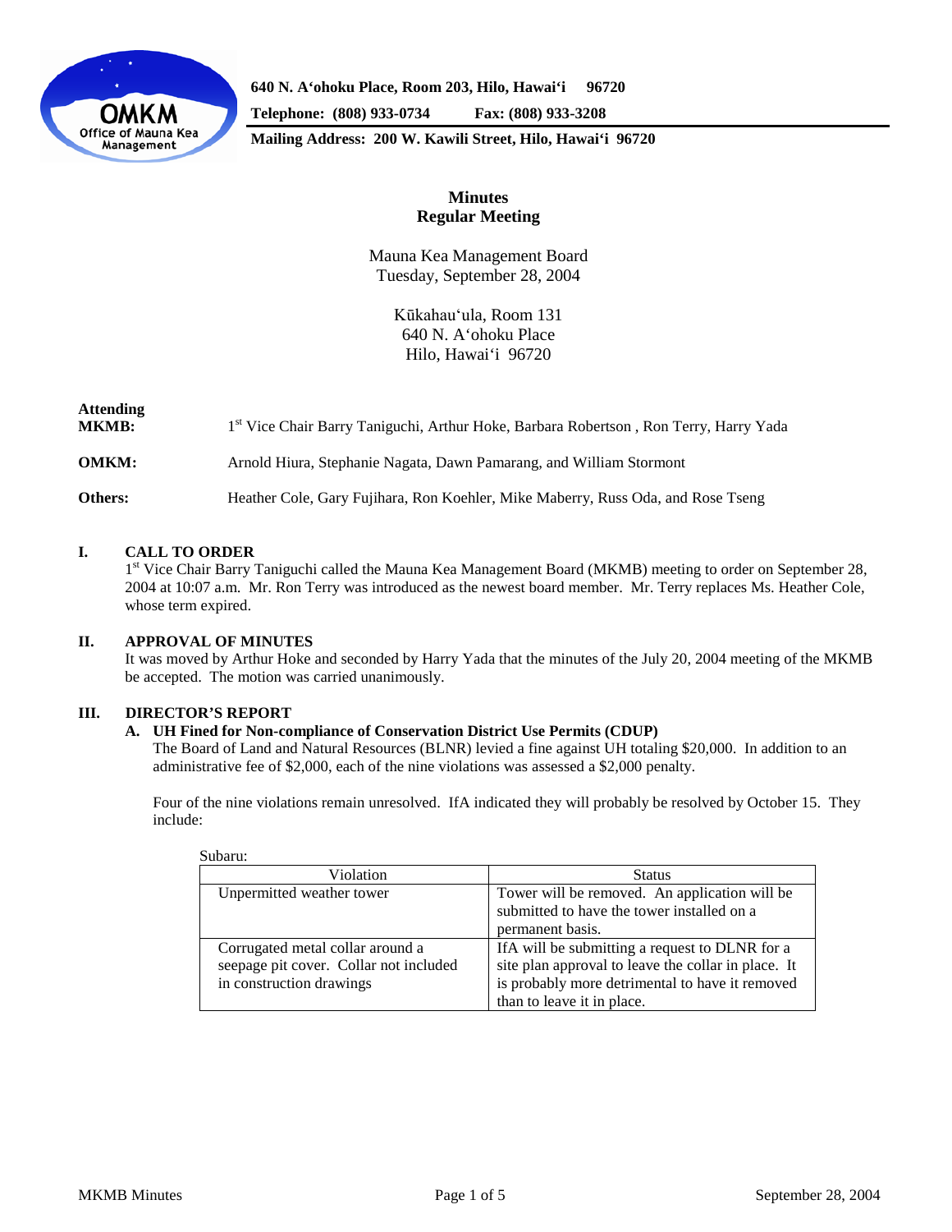640 N. A'ohoku Place, Room 203, Hilo, Hawai'i 96720

Telephone: (808) 933-0734 Fax: (808) 933-3208

Mailing Address: 200 W. Kawili Street, Hilo, Hawai'i 96720

# Minutes
## Regular Meeting

Mauna Kea Management Board
Tuesday, September 28, 2004

Kūkahau'ula, Room 131
640 N. A'ohoku Place
Hilo, Hawai'i 96720

**Attending**

**MKMB:** 1st Vice Chair Barry Taniguchi, Arthur Hoke, Barbara Robertson , Ron Terry, Harry Yada

**OMKM:** Arnold Hiura, Stephanie Nagata, Dawn Pamarang, and William Stormont

**Others:** Heather Cole, Gary Fujihara, Ron Koehler, Mike Maberry, Russ Oda, and Rose Tseng

### I. CALL TO ORDER

1st Vice Chair Barry Taniguchi called the Mauna Kea Management Board (MKMB) meeting to order on September 28, 2004 at 10:07 a.m. Mr. Ron Terry was introduced as the newest board member. Mr. Terry replaces Ms. Heather Cole, whose term expired.

### II. APPROVAL OF MINUTES

It was moved by Arthur Hoke and seconded by Harry Yada that the minutes of the July 20, 2004 meeting of the MKMB be accepted. The motion was carried unanimously.

### III. DIRECTOR'S REPORT

**A. UH Fined for Non-compliance of Conservation District Use Permits (CDUP)**

The Board of Land and Natural Resources (BLNR) levied a fine against UH totaling $20,000. In addition to an administrative fee of $2,000, each of the nine violations was assessed a $2,000 penalty.

Four of the nine violations remain unresolved. IfA indicated they will probably be resolved by October 15. They include:

Subaru:

| Violation | Status |
|---|---|
| Unpermitted weather tower | Tower will be removed. An application will be submitted to have the tower installed on a permanent basis. |
| Corrugated metal collar around a seepage pit cover. Collar not included in construction drawings | IfA will be submitting a request to DLNR for a site plan approval to leave the collar in place. It is probably more detrimental to have it removed than to leave it in place. |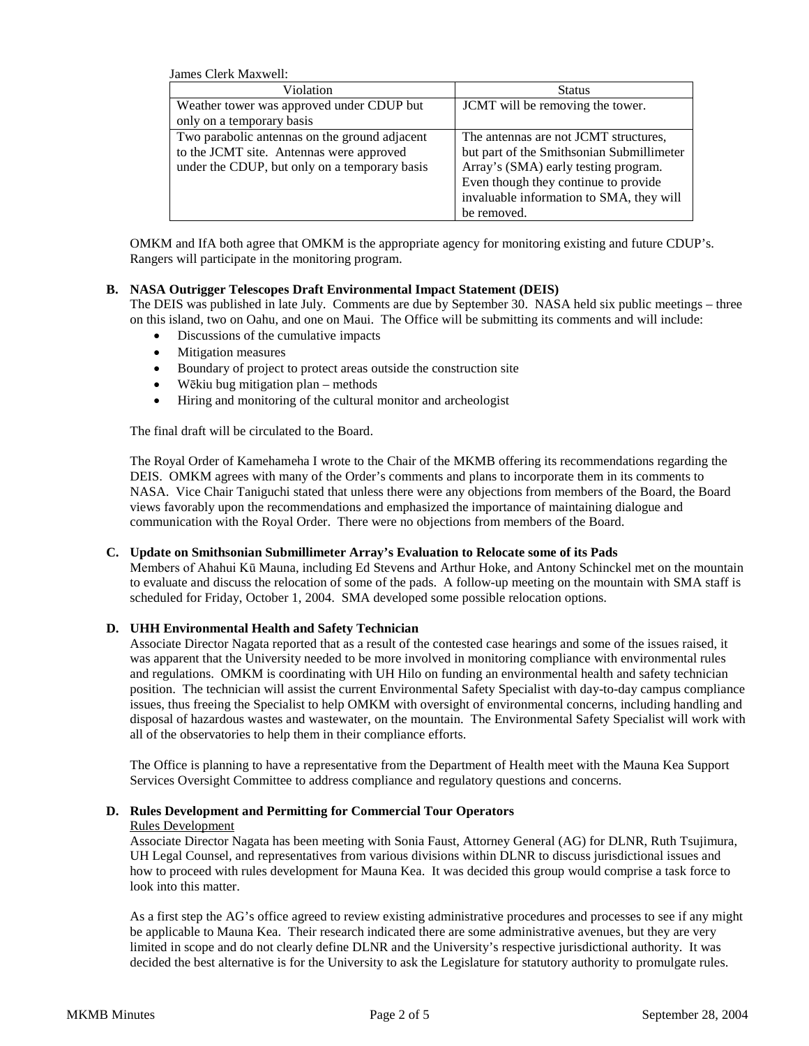James Clerk Maxwell:

| Violation | Status |
|---|---|
| Weather tower was approved under CDUP but only on a temporary basis | JCMT will be removing the tower. |
| Two parabolic antennas on the ground adjacent to the JCMT site. Antennas were approved under the CDUP, but only on a temporary basis | The antennas are not JCMT structures, but part of the Smithsonian Submillimeter Array's (SMA) early testing program. Even though they continue to provide invaluable information to SMA, they will be removed. |

OMKM and IfA both agree that OMKM is the appropriate agency for monitoring existing and future CDUP's. Rangers will participate in the monitoring program.

**B. NASA Outrigger Telescopes Draft Environmental Impact Statement (DEIS)**

The DEIS was published in late July. Comments are due by September 30. NASA held six public meetings – three on this island, two on Oahu, and one on Maui. The Office will be submitting its comments and will include:

- Discussions of the cumulative impacts
- Mitigation measures
- Boundary of project to protect areas outside the construction site
- Wēkiu bug mitigation plan – methods
- Hiring and monitoring of the cultural monitor and archeologist

The final draft will be circulated to the Board.

The Royal Order of Kamehameha I wrote to the Chair of the MKMB offering its recommendations regarding the DEIS. OMKM agrees with many of the Order's comments and plans to incorporate them in its comments to NASA. Vice Chair Taniguchi stated that unless there were any objections from members of the Board, the Board views favorably upon the recommendations and emphasized the importance of maintaining dialogue and communication with the Royal Order. There were no objections from members of the Board.

**C. Update on Smithsonian Submillimeter Array's Evaluation to Relocate some of its Pads**

Members of Ahahui Kū Mauna, including Ed Stevens and Arthur Hoke, and Antony Schinckel met on the mountain to evaluate and discuss the relocation of some of the pads. A follow-up meeting on the mountain with SMA staff is scheduled for Friday, October 1, 2004. SMA developed some possible relocation options.

**D. UHH Environmental Health and Safety Technician**

Associate Director Nagata reported that as a result of the contested case hearings and some of the issues raised, it was apparent that the University needed to be more involved in monitoring compliance with environmental rules and regulations. OMKM is coordinating with UH Hilo on funding an environmental health and safety technician position. The technician will assist the current Environmental Safety Specialist with day-to-day campus compliance issues, thus freeing the Specialist to help OMKM with oversight of environmental concerns, including handling and disposal of hazardous wastes and wastewater, on the mountain. The Environmental Safety Specialist will work with all of the observatories to help them in their compliance efforts.

The Office is planning to have a representative from the Department of Health meet with the Mauna Kea Support Services Oversight Committee to address compliance and regulatory questions and concerns.

**D. Rules Development and Permitting for Commercial Tour Operators**

Rules Development

Associate Director Nagata has been meeting with Sonia Faust, Attorney General (AG) for DLNR, Ruth Tsujimura, UH Legal Counsel, and representatives from various divisions within DLNR to discuss jurisdictional issues and how to proceed with rules development for Mauna Kea. It was decided this group would comprise a task force to look into this matter.

As a first step the AG's office agreed to review existing administrative procedures and processes to see if any might be applicable to Mauna Kea. Their research indicated there are some administrative avenues, but they are very limited in scope and do not clearly define DLNR and the University's respective jurisdictional authority. It was decided the best alternative is for the University to ask the Legislature for statutory authority to promulgate rules.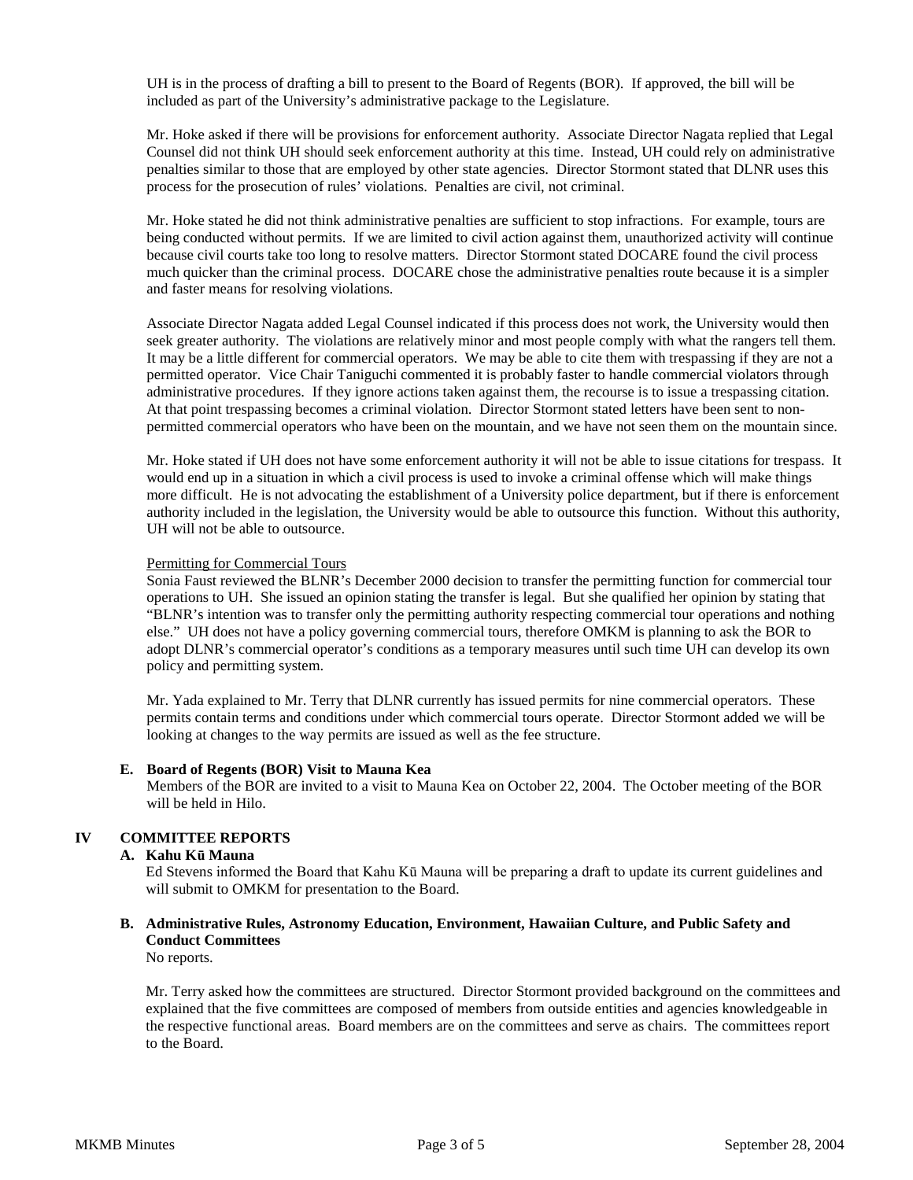UH is in the process of drafting a bill to present to the Board of Regents (BOR). If approved, the bill will be included as part of the University's administrative package to the Legislature.

Mr. Hoke asked if there will be provisions for enforcement authority. Associate Director Nagata replied that Legal Counsel did not think UH should seek enforcement authority at this time. Instead, UH could rely on administrative penalties similar to those that are employed by other state agencies. Director Stormont stated that DLNR uses this process for the prosecution of rules' violations. Penalties are civil, not criminal.

Mr. Hoke stated he did not think administrative penalties are sufficient to stop infractions. For example, tours are being conducted without permits. If we are limited to civil action against them, unauthorized activity will continue because civil courts take too long to resolve matters. Director Stormont stated DOCARE found the civil process much quicker than the criminal process. DOCARE chose the administrative penalties route because it is a simpler and faster means for resolving violations.

Associate Director Nagata added Legal Counsel indicated if this process does not work, the University would then seek greater authority. The violations are relatively minor and most people comply with what the rangers tell them. It may be a little different for commercial operators. We may be able to cite them with trespassing if they are not a permitted operator. Vice Chair Taniguchi commented it is probably faster to handle commercial violators through administrative procedures. If they ignore actions taken against them, the recourse is to issue a trespassing citation. At that point trespassing becomes a criminal violation. Director Stormont stated letters have been sent to non-permitted commercial operators who have been on the mountain, and we have not seen them on the mountain since.

Mr. Hoke stated if UH does not have some enforcement authority it will not be able to issue citations for trespass. It would end up in a situation in which a civil process is used to invoke a criminal offense which will make things more difficult. He is not advocating the establishment of a University police department, but if there is enforcement authority included in the legislation, the University would be able to outsource this function. Without this authority, UH will not be able to outsource.

Permitting for Commercial Tours

Sonia Faust reviewed the BLNR's December 2000 decision to transfer the permitting function for commercial tour operations to UH. She issued an opinion stating the transfer is legal. But she qualified her opinion by stating that "BLNR's intention was to transfer only the permitting authority respecting commercial tour operations and nothing else." UH does not have a policy governing commercial tours, therefore OMKM is planning to ask the BOR to adopt DLNR's commercial operator's conditions as a temporary measures until such time UH can develop its own policy and permitting system.

Mr. Yada explained to Mr. Terry that DLNR currently has issued permits for nine commercial operators. These permits contain terms and conditions under which commercial tours operate. Director Stormont added we will be looking at changes to the way permits are issued as well as the fee structure.

**E. Board of Regents (BOR) Visit to Mauna Kea**

Members of the BOR are invited to a visit to Mauna Kea on October 22, 2004. The October meeting of the BOR will be held in Hilo.

## IV COMMITTEE REPORTS

**A. Kahu Kū Mauna**

Ed Stevens informed the Board that Kahu Kū Mauna will be preparing a draft to update its current guidelines and will submit to OMKM for presentation to the Board.

**B. Administrative Rules, Astronomy Education, Environment, Hawaiian Culture, and Public Safety and Conduct Committees**

No reports.

Mr. Terry asked how the committees are structured. Director Stormont provided background on the committees and explained that the five committees are composed of members from outside entities and agencies knowledgeable in the respective functional areas. Board members are on the committees and serve as chairs. The committees report to the Board.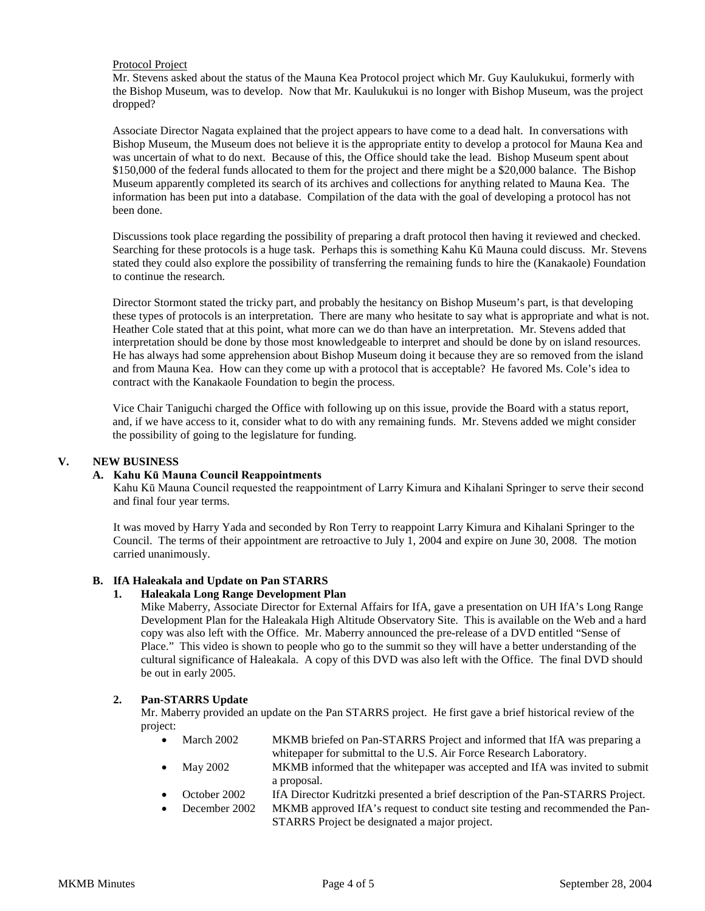Protocol Project

Mr. Stevens asked about the status of the Mauna Kea Protocol project which Mr. Guy Kaulukukui, formerly with the Bishop Museum, was to develop. Now that Mr. Kaulukukui is no longer with Bishop Museum, was the project dropped?

Associate Director Nagata explained that the project appears to have come to a dead halt. In conversations with Bishop Museum, the Museum does not believe it is the appropriate entity to develop a protocol for Mauna Kea and was uncertain of what to do next. Because of this, the Office should take the lead. Bishop Museum spent about $150,000 of the federal funds allocated to them for the project and there might be a $20,000 balance. The Bishop Museum apparently completed its search of its archives and collections for anything related to Mauna Kea. The information has been put into a database. Compilation of the data with the goal of developing a protocol has not been done.

Discussions took place regarding the possibility of preparing a draft protocol then having it reviewed and checked. Searching for these protocols is a huge task. Perhaps this is something Kahu Kū Mauna could discuss. Mr. Stevens stated they could also explore the possibility of transferring the remaining funds to hire the (Kanakaole) Foundation to continue the research.

Director Stormont stated the tricky part, and probably the hesitancy on Bishop Museum's part, is that developing these types of protocols is an interpretation. There are many who hesitate to say what is appropriate and what is not. Heather Cole stated that at this point, what more can we do than have an interpretation. Mr. Stevens added that interpretation should be done by those most knowledgeable to interpret and should be done by on island resources. He has always had some apprehension about Bishop Museum doing it because they are so removed from the island and from Mauna Kea. How can they come up with a protocol that is acceptable? He favored Ms. Cole's idea to contract with the Kanakaole Foundation to begin the process.

Vice Chair Taniguchi charged the Office with following up on this issue, provide the Board with a status report, and, if we have access to it, consider what to do with any remaining funds. Mr. Stevens added we might consider the possibility of going to the legislature for funding.

## V. NEW BUSINESS

### A. Kahu Kū Mauna Council Reappointments

Kahu Kū Mauna Council requested the reappointment of Larry Kimura and Kihalani Springer to serve their second and final four year terms.

It was moved by Harry Yada and seconded by Ron Terry to reappoint Larry Kimura and Kihalani Springer to the Council. The terms of their appointment are retroactive to July 1, 2004 and expire on June 30, 2008. The motion carried unanimously.

### B. IfA Haleakala and Update on Pan STARRS

#### 1. Haleakala Long Range Development Plan

Mike Maberry, Associate Director for External Affairs for IfA, gave a presentation on UH IfA's Long Range Development Plan for the Haleakala High Altitude Observatory Site. This is available on the Web and a hard copy was also left with the Office. Mr. Maberry announced the pre-release of a DVD entitled "Sense of Place." This video is shown to people who go to the summit so they will have a better understanding of the cultural significance of Haleakala. A copy of this DVD was also left with the Office. The final DVD should be out in early 2005.

#### 2. Pan-STARRS Update

Mr. Maberry provided an update on the Pan STARRS project. He first gave a brief historical review of the project:

- March 2002 — MKMB briefed on Pan-STARRS Project and informed that IfA was preparing a whitepaper for submittal to the U.S. Air Force Research Laboratory.
- May 2002 — MKMB informed that the whitepaper was accepted and IfA was invited to submit a proposal.
- October 2002 — IfA Director Kudritzki presented a brief description of the Pan-STARRS Project.
- December 2002 — MKMB approved IfA's request to conduct site testing and recommended the Pan-STARRS Project be designated a major project.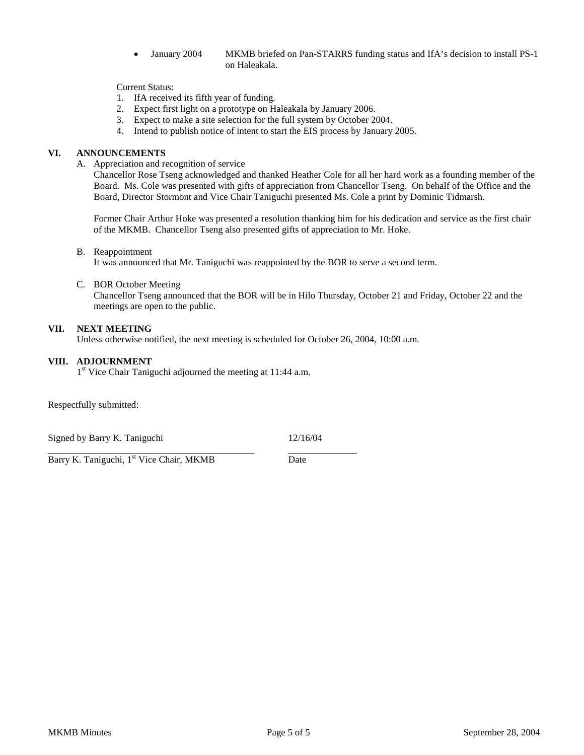- January 2004 MKMB briefed on Pan-STARRS funding status and IfA's decision to install PS-1 on Haleakala.

Current Status:

1. IfA received its fifth year of funding.
2. Expect first light on a prototype on Haleakala by January 2006.
3. Expect to make a site selection for the full system by October 2004.
4. Intend to publish notice of intent to start the EIS process by January 2005.

## VI. ANNOUNCEMENTS

A. Appreciation and recognition of service

Chancellor Rose Tseng acknowledged and thanked Heather Cole for all her hard work as a founding member of the Board. Ms. Cole was presented with gifts of appreciation from Chancellor Tseng. On behalf of the Office and the Board, Director Stormont and Vice Chair Taniguchi presented Ms. Cole a print by Dominic Tidmarsh.

Former Chair Arthur Hoke was presented a resolution thanking him for his dedication and service as the first chair of the MKMB. Chancellor Tseng also presented gifts of appreciation to Mr. Hoke.

B. Reappointment

It was announced that Mr. Taniguchi was reappointed by the BOR to serve a second term.

C. BOR October Meeting

Chancellor Tseng announced that the BOR will be in Hilo Thursday, October 21 and Friday, October 22 and the meetings are open to the public.

## VII. NEXT MEETING

Unless otherwise notified, the next meeting is scheduled for October 26, 2004, 10:00 a.m.

## VIII. ADJOURNMENT

1st Vice Chair Taniguchi adjourned the meeting at 11:44 a.m.

Respectfully submitted:

Signed by Barry K. Taniguchi 12/16/04

Barry K. Taniguchi, 1st Vice Chair, MKMB Date